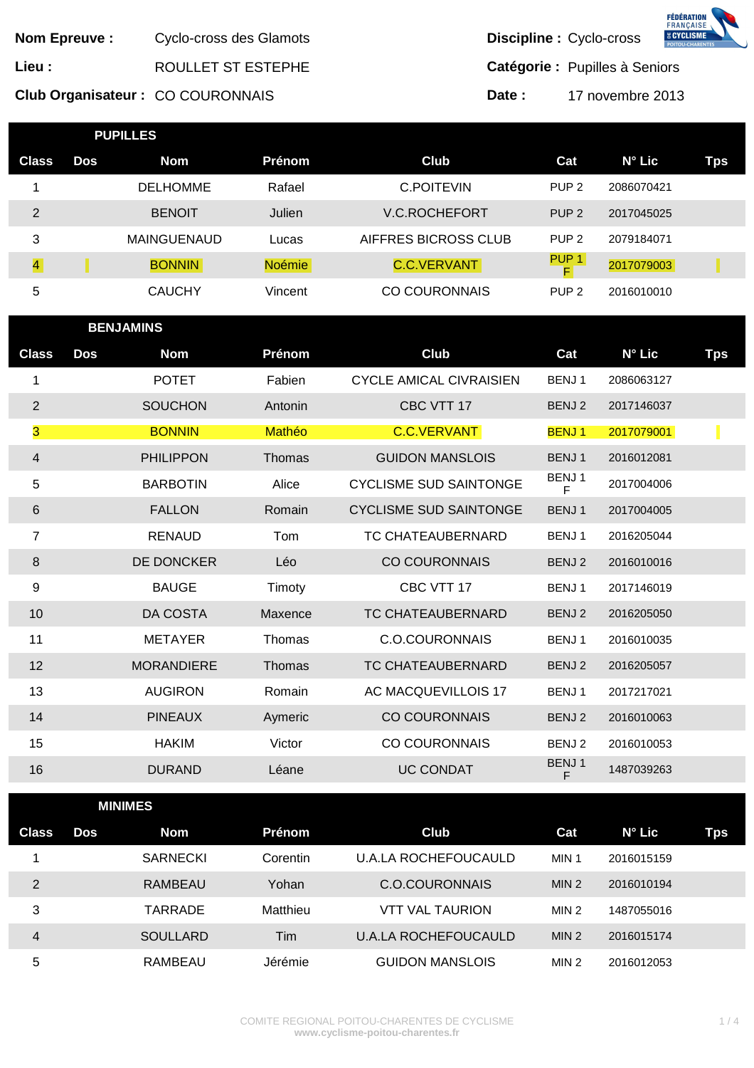**Nom Epreuve :** Cyclo-cross des Glamots

**Lieu :** ROULLET ST ESTEPHE

**Club Organisateur :** CO COURONNAIS

**Discipline :** Cyclo-cross

**Catégorie :** Pupilles à Seniors

**Date :** 17 novembre 2013

## PUPILLES

| Class | Dos | Nom | Prénom | Club | Cat | N° Lic | Tps |
|---|---|---|---|---|---|---|---|
| 1 | | DELHOMME | Rafael | C.POITEVIN | PUP 2 | 2086070421 | |
| 2 | | BENOIT | Julien | V.C.ROCHEFORT | PUP 2 | 2017045025 | |
| 3 | | MAINGUENAUD | Lucas | AIFFRES BICROSS CLUB | PUP 2 | 2079184071 | |
| 4 | | BONNIN | Noémie | C.C.VERVANT | PUP 1 F | 2017079003 | |
| 5 | | CAUCHY | Vincent | CO COURONNAIS | PUP 2 | 2016010010 | |

## BENJAMINS

| Class | Dos | Nom | Prénom | Club | Cat | N° Lic | Tps |
|---|---|---|---|---|---|---|---|
| 1 | | POTET | Fabien | CYCLE AMICAL CIVRAISIEN | BENJ 1 | 2086063127 | |
| 2 | | SOUCHON | Antonin | CBC VTT 17 | BENJ 2 | 2017146037 | |
| 3 | | BONNIN | Mathéo | C.C.VERVANT | BENJ 1 | 2017079001 | |
| 4 | | PHILIPPON | Thomas | GUIDON MANSLOIS | BENJ 1 | 2016012081 | |
| 5 | | BARBOTIN | Alice | CYCLISME SUD SAINTONGE | BENJ 1 F | 2017004006 | |
| 6 | | FALLON | Romain | CYCLISME SUD SAINTONGE | BENJ 1 | 2017004005 | |
| 7 | | RENAUD | Tom | TC CHATEAUBERNARD | BENJ 1 | 2016205044 | |
| 8 | | DE DONCKER | Léo | CO COURONNAIS | BENJ 2 | 2016010016 | |
| 9 | | BAUGE | Timoty | CBC VTT 17 | BENJ 1 | 2017146019 | |
| 10 | | DA COSTA | Maxence | TC CHATEAUBERNARD | BENJ 2 | 2016205050 | |
| 11 | | METAYER | Thomas | C.O.COURONNAIS | BENJ 1 | 2016010035 | |
| 12 | | MORANDIERE | Thomas | TC CHATEAUBERNARD | BENJ 2 | 2016205057 | |
| 13 | | AUGIRON | Romain | AC MACQUEVILLOIS 17 | BENJ 1 | 2017217021 | |
| 14 | | PINEAUX | Aymeric | CO COURONNAIS | BENJ 2 | 2016010063 | |
| 15 | | HAKIM | Victor | CO COURONNAIS | BENJ 2 | 2016010053 | |
| 16 | | DURAND | Léane | UC CONDAT | BENJ 1 F | 1487039263 | |

## MINIMES

| Class | Dos | Nom | Prénom | Club | Cat | N° Lic | Tps |
|---|---|---|---|---|---|---|---|
| 1 | | SARNECKI | Corentin | U.A.LA ROCHEFOUCAULD | MIN 1 | 2016015159 | |
| 2 | | RAMBEAU | Yohan | C.O.COURONNAIS | MIN 2 | 2016010194 | |
| 3 | | TARRADE | Matthieu | VTT VAL TAURION | MIN 2 | 1487055016 | |
| 4 | | SOULLARD | Tim | U.A.LA ROCHEFOUCAULD | MIN 2 | 2016015174 | |
| 5 | | RAMBEAU | Jérémie | GUIDON MANSLOIS | MIN 2 | 2016012053 | |

COMITE REGIONAL POITOU-CHARENTES DE CYCLISME
www.cyclisme-poitou-charentes.fr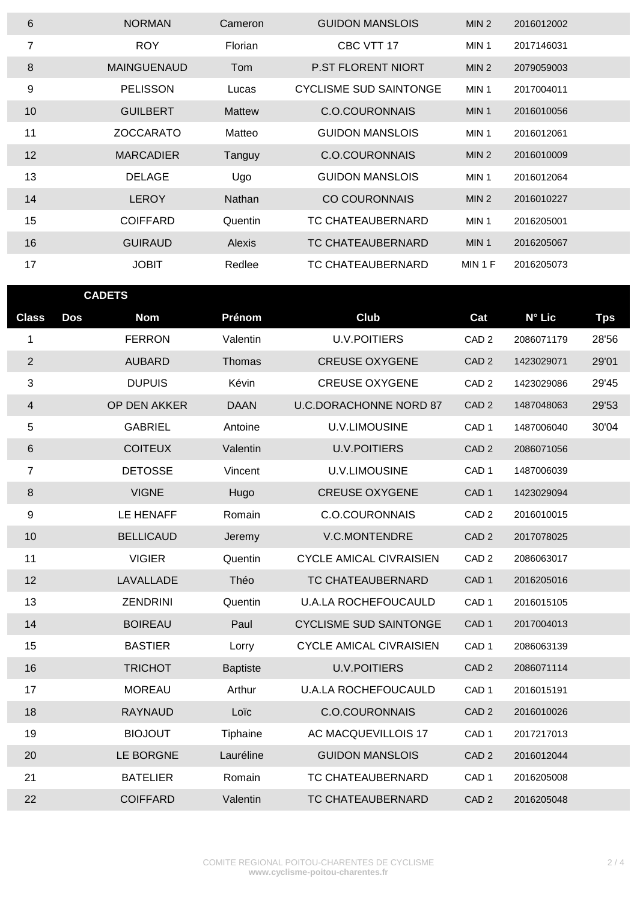| 6 | | NORMAN | Cameron | GUIDON MANSLOIS | MIN 2 | 2016012002 | |
|---|---|---|---|---|---|---|---|
| 7 | | ROY | Florian | CBC VTT 17 | MIN 1 | 2017146031 | |
| 8 | | MAINGUENAUD | Tom | P.ST FLORENT NIORT | MIN 2 | 2079059003 | |
| 9 | | PELISSON | Lucas | CYCLISME SUD SAINTONGE | MIN 1 | 2017004011 | |
| 10 | | GUILBERT | Mattew | C.O.COURONNAIS | MIN 1 | 2016010056 | |
| 11 | | ZOCCARATO | Matteo | GUIDON MANSLOIS | MIN 1 | 2016012061 | |
| 12 | | MARCADIER | Tanguy | C.O.COURONNAIS | MIN 2 | 2016010009 | |
| 13 | | DELAGE | Ugo | GUIDON MANSLOIS | MIN 1 | 2016012064 | |
| 14 | | LEROY | Nathan | CO COURONNAIS | MIN 2 | 2016010227 | |
| 15 | | COIFFARD | Quentin | TC CHATEAUBERNARD | MIN 1 | 2016205001 | |
| 16 | | GUIRAUD | Alexis | TC CHATEAUBERNARD | MIN 1 | 2016205067 | |
| 17 | | JOBIT | Redlee | TC CHATEAUBERNARD | MIN 1 F | 2016205073 | |

**CADETS**

| Class | Dos | Nom | Prénom | Club | Cat | N° Lic | Tps |
|---|---|---|---|---|---|---|---|
| 1 | | FERRON | Valentin | U.V.POITIERS | CAD 2 | 2086071179 | 28'56 |
| 2 | | AUBARD | Thomas | CREUSE OXYGENE | CAD 2 | 1423029071 | 29'01 |
| 3 | | DUPUIS | Kévin | CREUSE OXYGENE | CAD 2 | 1423029086 | 29'45 |
| 4 | | OP DEN AKKER | DAAN | U.C.DORACHONNE NORD 87 | CAD 2 | 1487048063 | 29'53 |
| 5 | | GABRIEL | Antoine | U.V.LIMOUSINE | CAD 1 | 1487006040 | 30'04 |
| 6 | | COITEUX | Valentin | U.V.POITIERS | CAD 2 | 2086071056 | |
| 7 | | DETOSSE | Vincent | U.V.LIMOUSINE | CAD 1 | 1487006039 | |
| 8 | | VIGNE | Hugo | CREUSE OXYGENE | CAD 1 | 1423029094 | |
| 9 | | LE HENAFF | Romain | C.O.COURONNAIS | CAD 2 | 2016010015 | |
| 10 | | BELLICAUD | Jeremy | V.C.MONTENDRE | CAD 2 | 2017078025 | |
| 11 | | VIGIER | Quentin | CYCLE AMICAL CIVRAISIEN | CAD 2 | 2086063017 | |
| 12 | | LAVALLADE | Théo | TC CHATEAUBERNARD | CAD 1 | 2016205016 | |
| 13 | | ZENDRINI | Quentin | U.A.LA ROCHEFOUCAULD | CAD 1 | 2016015105 | |
| 14 | | BOIREAU | Paul | CYCLISME SUD SAINTONGE | CAD 1 | 2017004013 | |
| 15 | | BASTIER | Lorry | CYCLE AMICAL CIVRAISIEN | CAD 1 | 2086063139 | |
| 16 | | TRICHOT | Baptiste | U.V.POITIERS | CAD 2 | 2086071114 | |
| 17 | | MOREAU | Arthur | U.A.LA ROCHEFOUCAULD | CAD 1 | 2016015191 | |
| 18 | | RAYNAUD | Loïc | C.O.COURONNAIS | CAD 2 | 2016010026 | |
| 19 | | BIOJOUT | Tiphaine | AC MACQUEVILLOIS 17 | CAD 1 | 2017217013 | |
| 20 | | LE BORGNE | Lauréline | GUIDON MANSLOIS | CAD 2 | 2016012044 | |
| 21 | | BATELIER | Romain | TC CHATEAUBERNARD | CAD 1 | 2016205008 | |
| 22 | | COIFFARD | Valentin | TC CHATEAUBERNARD | CAD 2 | 2016205048 | |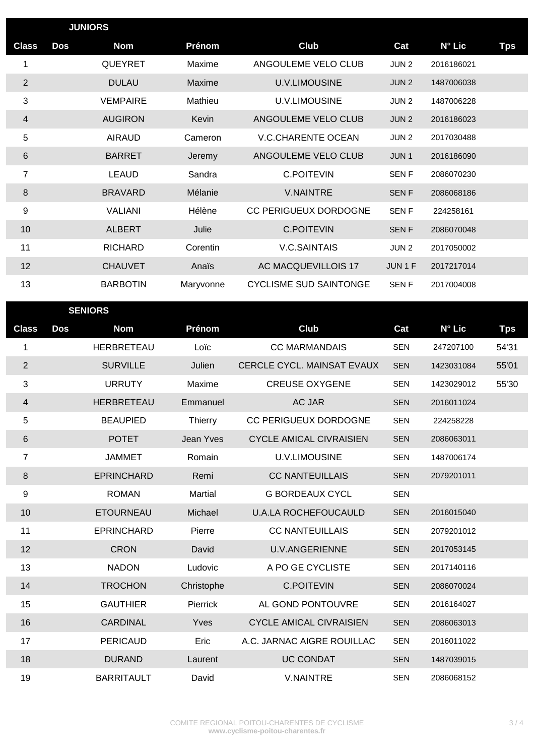## JUNIORS

| Class | Dos | Nom | Prénom | Club | Cat | N° Lic | Tps |
|---|---|---|---|---|---|---|---|
| 1 | | QUEYRET | Maxime | ANGOULEME VELO CLUB | JUN 2 | 2016186021 | |
| 2 | | DULAU | Maxime | U.V.LIMOUSINE | JUN 2 | 1487006038 | |
| 3 | | VEMPAIRE | Mathieu | U.V.LIMOUSINE | JUN 2 | 1487006228 | |
| 4 | | AUGIRON | Kevin | ANGOULEME VELO CLUB | JUN 2 | 2016186023 | |
| 5 | | AIRAUD | Cameron | V.C.CHARENTE OCEAN | JUN 2 | 2017030488 | |
| 6 | | BARRET | Jeremy | ANGOULEME VELO CLUB | JUN 1 | 2016186090 | |
| 7 | | LEAUD | Sandra | C.POITEVIN | SEN F | 2086070230 | |
| 8 | | BRAVARD | Mélanie | V.NAINTRE | SEN F | 2086068186 | |
| 9 | | VALIANI | Hélène | CC PERIGUEUX DORDOGNE | SEN F | 224258161 | |
| 10 | | ALBERT | Julie | C.POITEVIN | SEN F | 2086070048 | |
| 11 | | RICHARD | Corentin | V.C.SAINTAIS | JUN 2 | 2017050002 | |
| 12 | | CHAUVET | Anaïs | AC MACQUEVILLOIS 17 | JUN 1 F | 2017217014 | |
| 13 | | BARBOTIN | Maryvonne | CYCLISME SUD SAINTONGE | SEN F | 2017004008 | |

## SENIORS

| Class | Dos | Nom | Prénom | Club | Cat | N° Lic | Tps |
|---|---|---|---|---|---|---|---|
| 1 | | HERBRETEAU | Loïc | CC MARMANDAIS | SEN | 247207100 | 54'31 |
| 2 | | SURVILLE | Julien | CERCLE CYCL. MAINSAT EVAUX | SEN | 1423031084 | 55'01 |
| 3 | | URRUTY | Maxime | CREUSE OXYGENE | SEN | 1423029012 | 55'30 |
| 4 | | HERBRETEAU | Emmanuel | AC JAR | SEN | 2016011024 | |
| 5 | | BEAUPIED | Thierry | CC PERIGUEUX DORDOGNE | SEN | 224258228 | |
| 6 | | POTET | Jean Yves | CYCLE AMICAL CIVRAISIEN | SEN | 2086063011 | |
| 7 | | JAMMET | Romain | U.V.LIMOUSINE | SEN | 1487006174 | |
| 8 | | EPRINCHARD | Remi | CC NANTEUILLAIS | SEN | 2079201011 | |
| 9 | | ROMAN | Martial | G BORDEAUX CYCL | SEN | | |
| 10 | | ETOURNEAU | Michael | U.A.LA ROCHEFOUCAULD | SEN | 2016015040 | |
| 11 | | EPRINCHARD | Pierre | CC NANTEUILLAIS | SEN | 2079201012 | |
| 12 | | CRON | David | U.V.ANGERIENNE | SEN | 2017053145 | |
| 13 | | NADON | Ludovic | A PO GE CYCLISTE | SEN | 2017140116 | |
| 14 | | TROCHON | Christophe | C.POITEVIN | SEN | 2086070024 | |
| 15 | | GAUTHIER | Pierrick | AL GOND PONTOUVRE | SEN | 2016164027 | |
| 16 | | CARDINAL | Yves | CYCLE AMICAL CIVRAISIEN | SEN | 2086063013 | |
| 17 | | PERICAUD | Eric | A.C. JARNAC AIGRE ROUILLAC | SEN | 2016011022 | |
| 18 | | DURAND | Laurent | UC CONDAT | SEN | 1487039015 | |
| 19 | | BARRITAULT | David | V.NAINTRE | SEN | 2086068152 | |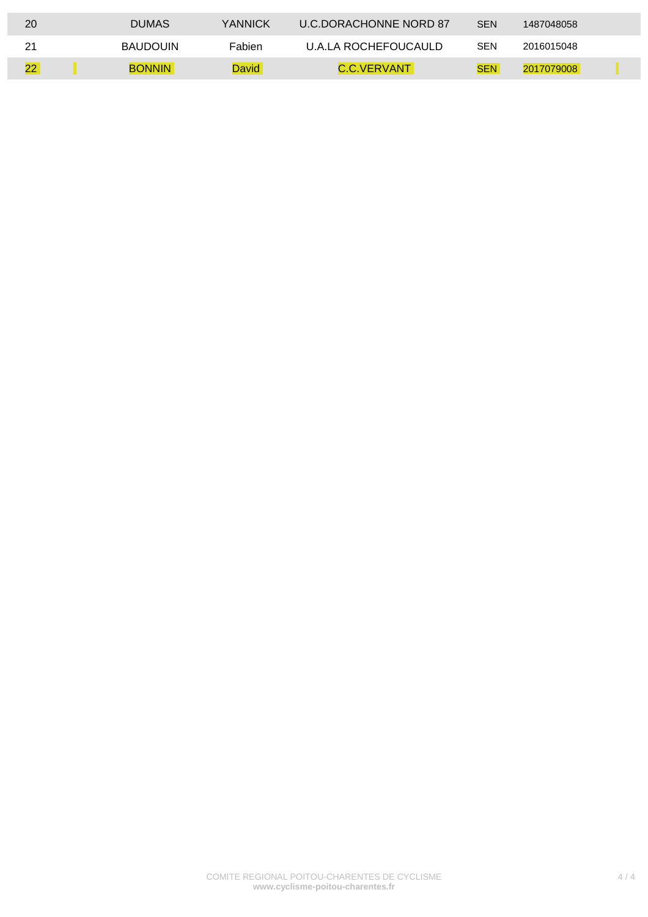| | | | | | | | |
|---|---|---|---|---|---|---|---|
| 20 | | DUMAS | YANNICK | U.C.DORACHONNE NORD 87 | SEN | 1487048058 | |
| 21 | | BAUDOUIN | Fabien | U.A.LA ROCHEFOUCAULD | SEN | 2016015048 | |
| 22 | | BONNIN | David | C.C.VERVANT | SEN | 2017079008 | |

COMITE REGIONAL POITOU-CHARENTES DE CYCLISME
**www.cyclisme-poitou-charentes.fr**